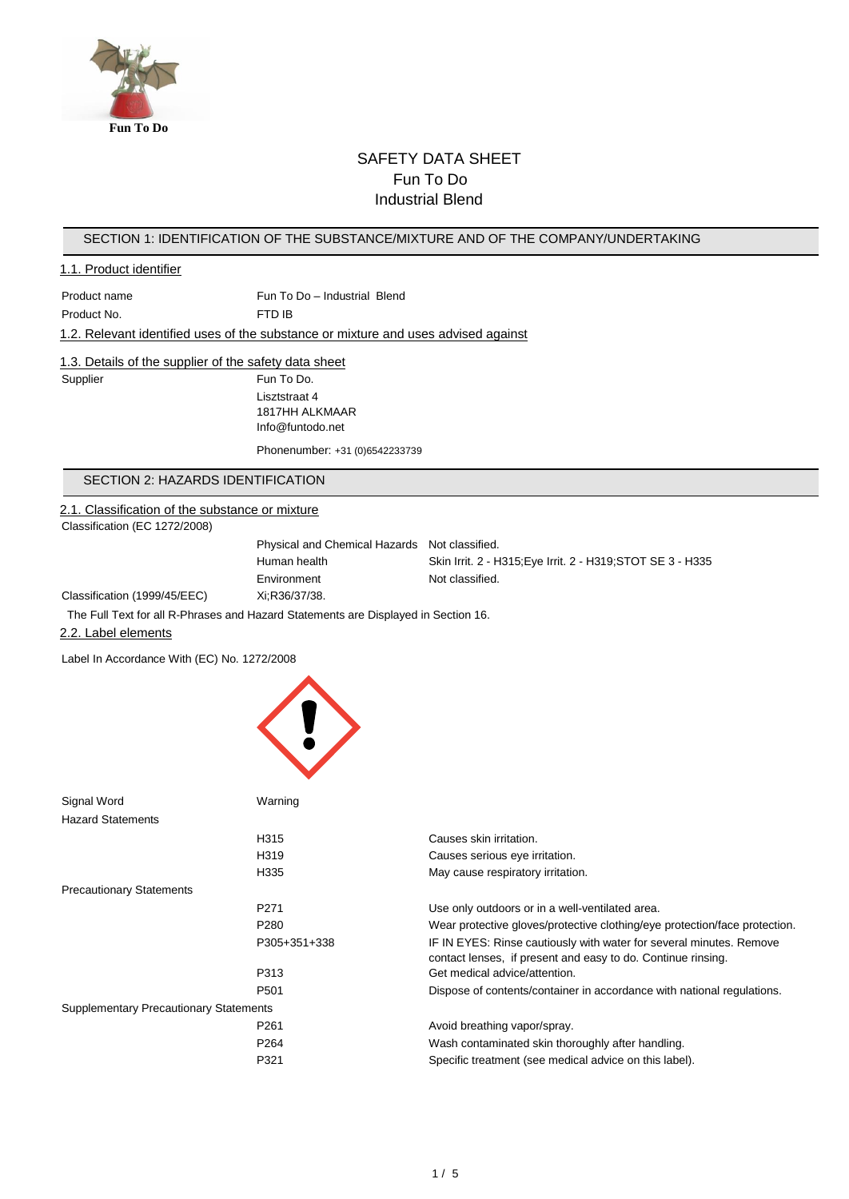Fun To Do

# SAFETY DATA SHEET
# Fun To Do
# Industrial Blend

## SECTION 1: IDENTIFICATION OF THE SUBSTANCE/MIXTURE AND OF THE COMPANY/UNDERTAKING

### 1.1. Product identifier

| | |
|---|---|
| Product name | Fun To Do – Industrial Blend |
| Product No. | FTD IB |

### 1.2. Relevant identified uses of the substance or mixture and uses advised against

### 1.3. Details of the supplier of the safety data sheet

Supplier

Fun To Do.
Lisztstraat 4
1817HH ALKMAAR
Info@funtodo.net

Phonenumber: +31 (0)6542233739

## SECTION 2: HAZARDS IDENTIFICATION

### 2.1. Classification of the substance or mixture

Classification (EC 1272/2008)

| | | |
|---|---|---|
| | Physical and Chemical Hazards | Not classified. |
| | Human health | Skin Irrit. 2 - H315;Eye Irrit. 2 - H319;STOT SE 3 - H335 |
| | Environment | Not classified. |
| Classification (1999/45/EEC) | Xi;R36/37/38. | |

The Full Text for all R-Phrases and Hazard Statements are Displayed in Section 16.

### 2.2. Label elements

Label In Accordance With (EC) No. 1272/2008

Signal Word: Warning

Hazard Statements

| | |
|---|---|
| H315 | Causes skin irritation. |
| H319 | Causes serious eye irritation. |
| H335 | May cause respiratory irritation. |

Precautionary Statements

| | |
|---|---|
| P271 | Use only outdoors or in a well-ventilated area. |
| P280 | Wear protective gloves/protective clothing/eye protection/face protection. |
| P305+351+338 | IF IN EYES: Rinse cautiously with water for several minutes. Remove contact lenses, if present and easy to do. Continue rinsing. |
| P313 | Get medical advice/attention. |
| P501 | Dispose of contents/container in accordance with national regulations. |

Supplementary Precautionary Statements

| | |
|---|---|
| P261 | Avoid breathing vapor/spray. |
| P264 | Wash contaminated skin thoroughly after handling. |
| P321 | Specific treatment (see medical advice on this label). |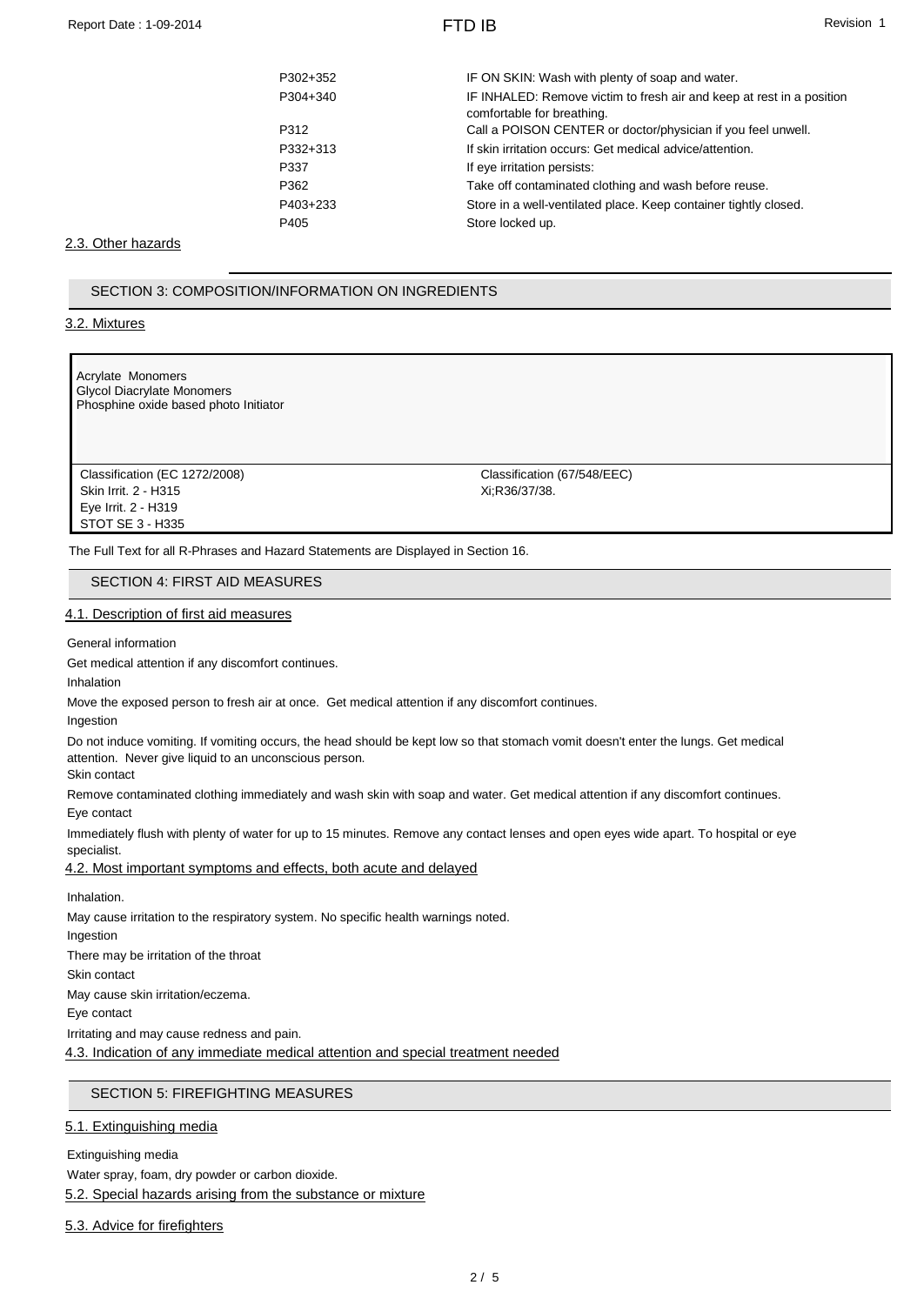| | |
|---|---|
| P302+352 | IF ON SKIN: Wash with plenty of soap and water. |
| P304+340 | IF INHALED: Remove victim to fresh air and keep at rest in a position comfortable for breathing. |
| P312 | Call a POISON CENTER or doctor/physician if you feel unwell. |
| P332+313 | If skin irritation occurs: Get medical advice/attention. |
| P337 | If eye irritation persists: |
| P362 | Take off contaminated clothing and wash before reuse. |
| P403+233 | Store in a well-ventilated place. Keep container tightly closed. |
| P405 | Store locked up. |

### 2.3. Other hazards

## SECTION 3: COMPOSITION/INFORMATION ON INGREDIENTS

### 3.2. Mixtures

Acrylate Monomers
Glycol Diacrylate Monomers
Phosphine oxide based photo Initiator

| Classification (EC 1272/2008) | Classification (67/548/EEC) |
|---|---|
| Skin Irrit. 2 - H315<br>Eye Irrit. 2 - H319<br>STOT SE 3 - H335 | Xi;R36/37/38. |

The Full Text for all R-Phrases and Hazard Statements are Displayed in Section 16.

## SECTION 4: FIRST AID MEASURES

### 4.1. Description of first aid measures

General information

Get medical attention if any discomfort continues.

Inhalation

Move the exposed person to fresh air at once. Get medical attention if any discomfort continues.

Ingestion

Do not induce vomiting. If vomiting occurs, the head should be kept low so that stomach vomit doesn't enter the lungs. Get medical attention. Never give liquid to an unconscious person.

Skin contact

Remove contaminated clothing immediately and wash skin with soap and water. Get medical attention if any discomfort continues.

Eye contact

Immediately flush with plenty of water for up to 15 minutes. Remove any contact lenses and open eyes wide apart. To hospital or eye specialist.

### 4.2. Most important symptoms and effects, both acute and delayed

Inhalation.

May cause irritation to the respiratory system. No specific health warnings noted.

Ingestion

There may be irritation of the throat

Skin contact

May cause skin irritation/eczema.

Eye contact

Irritating and may cause redness and pain.

### 4.3. Indication of any immediate medical attention and special treatment needed

## SECTION 5: FIREFIGHTING MEASURES

### 5.1. Extinguishing media

Extinguishing media

Water spray, foam, dry powder or carbon dioxide.

### 5.2. Special hazards arising from the substance or mixture

### 5.3. Advice for firefighters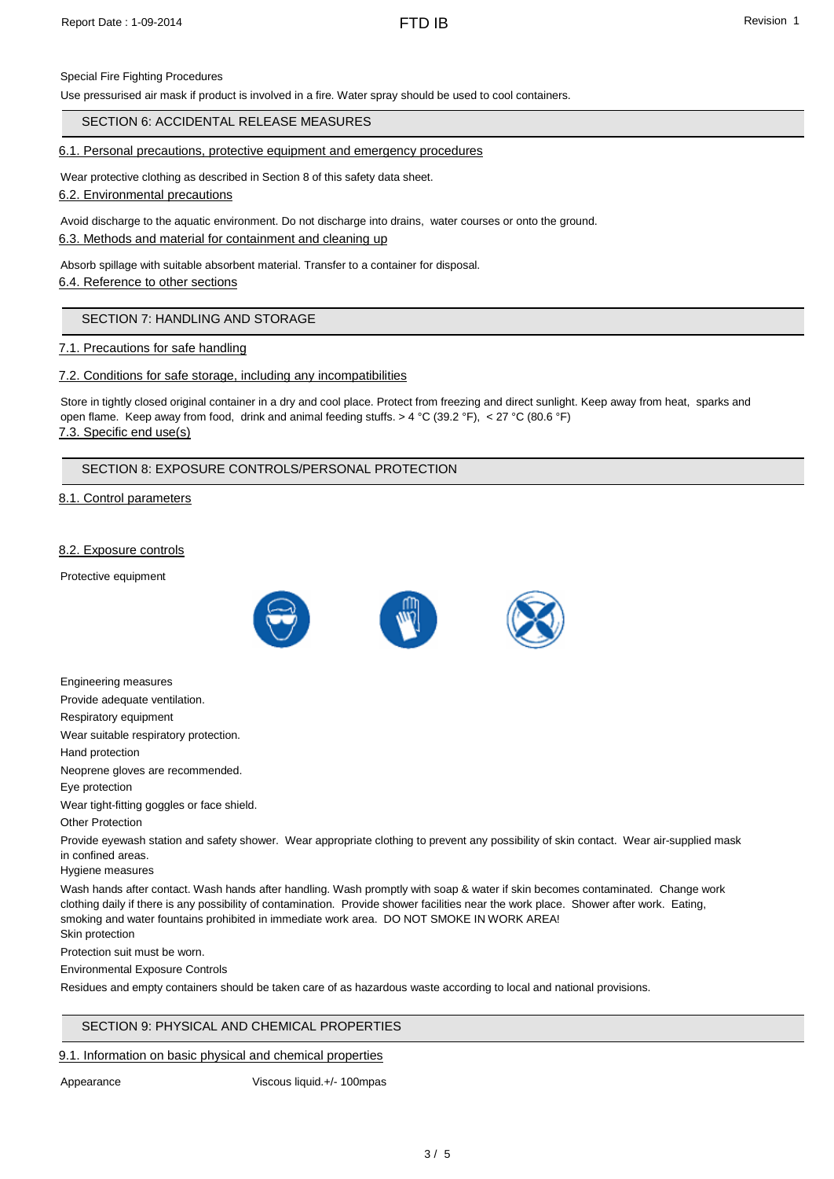Special Fire Fighting Procedures

Use pressurised air mask if product is involved in a fire. Water spray should be used to cool containers.

## SECTION 6: ACCIDENTAL RELEASE MEASURES

### 6.1. Personal precautions, protective equipment and emergency procedures

Wear protective clothing as described in Section 8 of this safety data sheet.

### 6.2. Environmental precautions

Avoid discharge to the aquatic environment. Do not discharge into drains, water courses or onto the ground.

### 6.3. Methods and material for containment and cleaning up

Absorb spillage with suitable absorbent material. Transfer to a container for disposal.

### 6.4. Reference to other sections

## SECTION 7: HANDLING AND STORAGE

### 7.1. Precautions for safe handling

### 7.2. Conditions for safe storage, including any incompatibilities

Store in tightly closed original container in a dry and cool place. Protect from freezing and direct sunlight. Keep away from heat, sparks and open flame. Keep away from food, drink and animal feeding stuffs. > 4 °C (39.2 °F), < 27 °C (80.6 °F)

### 7.3. Specific end use(s)

## SECTION 8: EXPOSURE CONTROLS/PERSONAL PROTECTION

### 8.1. Control parameters

### 8.2. Exposure controls

Protective equipment

Engineering measures

Provide adequate ventilation.

Respiratory equipment

Wear suitable respiratory protection.

Hand protection

Neoprene gloves are recommended.

Eye protection

Wear tight-fitting goggles or face shield.

Other Protection

Provide eyewash station and safety shower. Wear appropriate clothing to prevent any possibility of skin contact. Wear air-supplied mask in confined areas.

Hygiene measures

Wash hands after contact. Wash hands after handling. Wash promptly with soap & water if skin becomes contaminated. Change work clothing daily if there is any possibility of contamination. Provide shower facilities near the work place. Shower after work. Eating, smoking and water fountains prohibited in immediate work area. DO NOT SMOKE IN WORK AREA!

Skin protection

Protection suit must be worn.

Environmental Exposure Controls

Residues and empty containers should be taken care of as hazardous waste according to local and national provisions.

## SECTION 9: PHYSICAL AND CHEMICAL PROPERTIES

### 9.1. Information on basic physical and chemical properties

| | |
|---|---|
| Appearance | Viscous liquid.+/- 100mpas |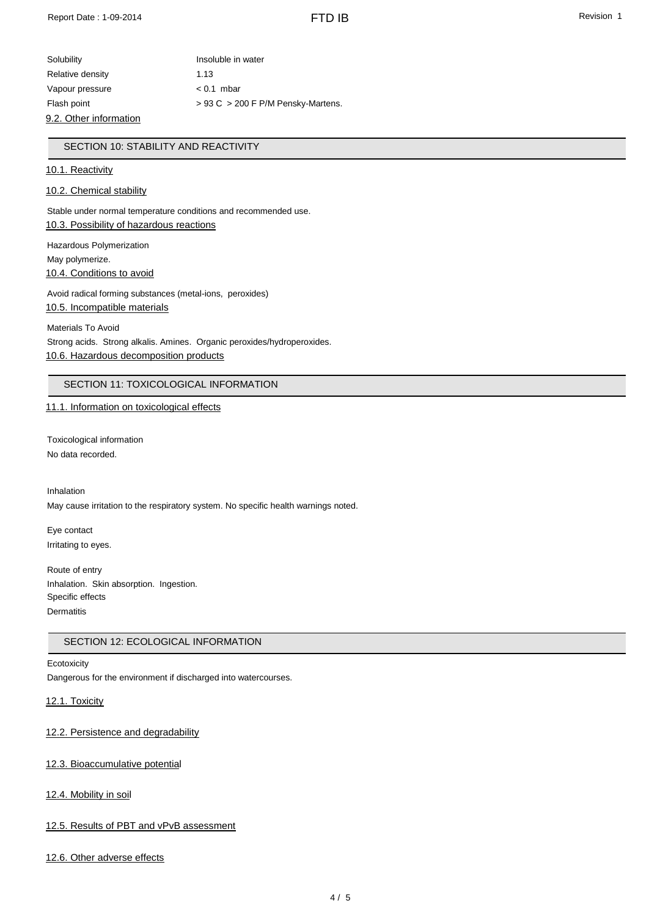| | |
|---|---|
| Solubility | Insoluble in water |
| Relative density | 1.13 |
| Vapour pressure | < 0.1 mbar |
| Flash point | > 93 C > 200 F P/M Pensky-Martens. |

9.2. Other information

## SECTION 10: STABILITY AND REACTIVITY

10.1. Reactivity

10.2. Chemical stability

Stable under normal temperature conditions and recommended use.

10.3. Possibility of hazardous reactions

Hazardous Polymerization

May polymerize.

10.4. Conditions to avoid

Avoid radical forming substances (metal-ions, peroxides)

10.5. Incompatible materials

Materials To Avoid

Strong acids. Strong alkalis. Amines. Organic peroxides/hydroperoxides.

10.6. Hazardous decomposition products

## SECTION 11: TOXICOLOGICAL INFORMATION

11.1. Information on toxicological effects

Toxicological information

No data recorded.

Inhalation

May cause irritation to the respiratory system. No specific health warnings noted.

Eye contact

Irritating to eyes.

Route of entry

Inhalation. Skin absorption. Ingestion.

Specific effects

Dermatitis

## SECTION 12: ECOLOGICAL INFORMATION

Ecotoxicity

Dangerous for the environment if discharged into watercourses.

12.1. Toxicity

12.2. Persistence and degradability

12.3. Bioaccumulative potential

12.4. Mobility in soil

12.5. Results of PBT and vPvB assessment

12.6. Other adverse effects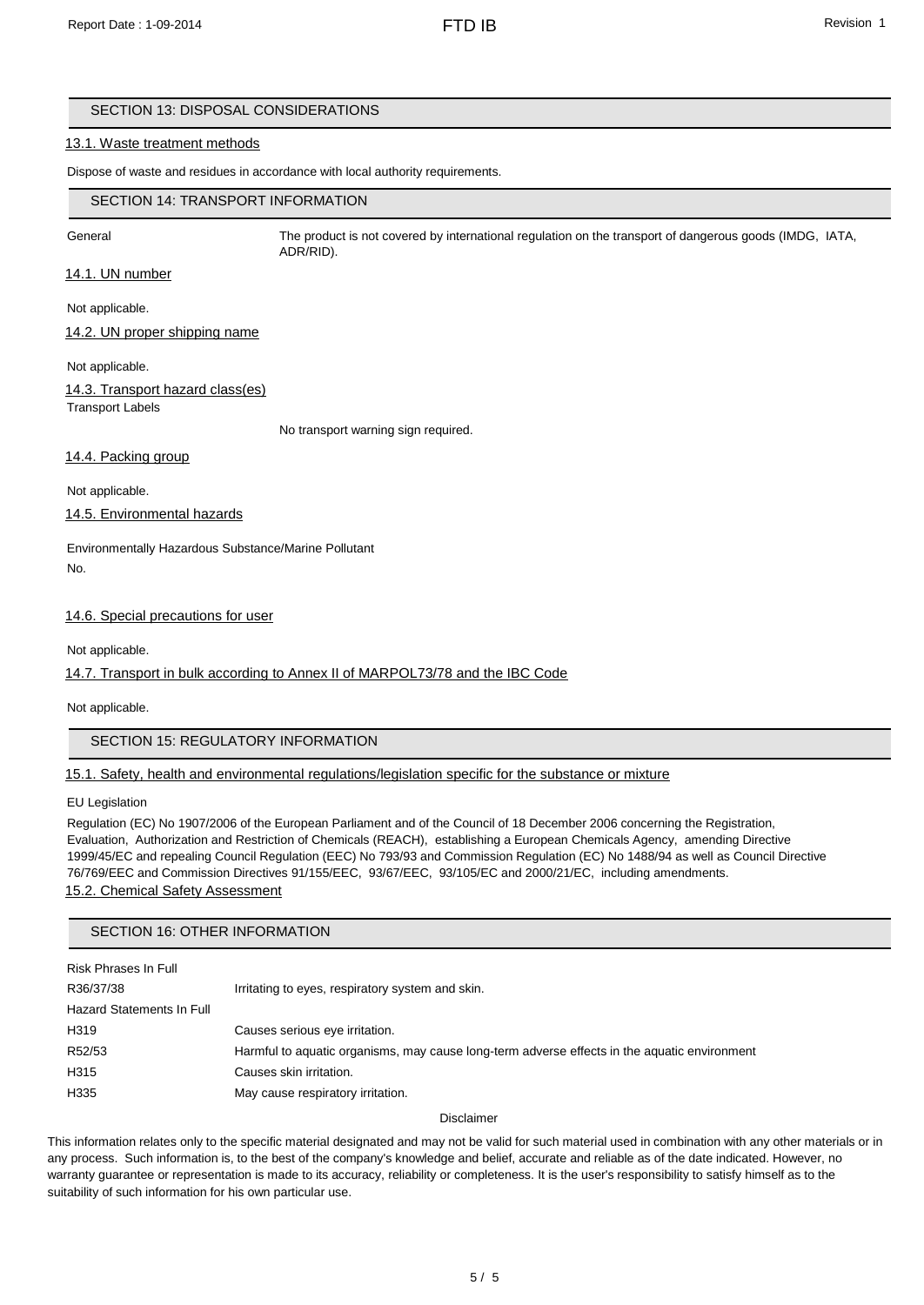## SECTION 13: DISPOSAL CONSIDERATIONS

### 13.1. Waste treatment methods

Dispose of waste and residues in accordance with local authority requirements.

## SECTION 14: TRANSPORT INFORMATION

General — The product is not covered by international regulation on the transport of dangerous goods (IMDG, IATA, ADR/RID).

### 14.1. UN number

Not applicable.

### 14.2. UN proper shipping name

Not applicable.

### 14.3. Transport hazard class(es)

Transport Labels

No transport warning sign required.

### 14.4. Packing group

Not applicable.

### 14.5. Environmental hazards

Environmentally Hazardous Substance/Marine Pollutant

No.

### 14.6. Special precautions for user

Not applicable.

### 14.7. Transport in bulk according to Annex II of MARPOL73/78 and the IBC Code

Not applicable.

## SECTION 15: REGULATORY INFORMATION

### 15.1. Safety, health and environmental regulations/legislation specific for the substance or mixture

EU Legislation

Regulation (EC) No 1907/2006 of the European Parliament and of the Council of 18 December 2006 concerning the Registration, Evaluation, Authorization and Restriction of Chemicals (REACH), establishing a European Chemicals Agency, amending Directive 1999/45/EC and repealing Council Regulation (EEC) No 793/93 and Commission Regulation (EC) No 1488/94 as well as Council Directive 76/769/EEC and Commission Directives 91/155/EEC, 93/67/EEC, 93/105/EC and 2000/21/EC, including amendments.

### 15.2. Chemical Safety Assessment

## SECTION 16: OTHER INFORMATION

| | |
|---|---|
| Risk Phrases In Full | |
| R36/37/38 | Irritating to eyes, respiratory system and skin. |
| Hazard Statements In Full | |
| H319 | Causes serious eye irritation. |
| R52/53 | Harmful to aquatic organisms, may cause long-term adverse effects in the aquatic environment |
| H315 | Causes skin irritation. |
| H335 | May cause respiratory irritation. |

Disclaimer

This information relates only to the specific material designated and may not be valid for such material used in combination with any other materials or in any process. Such information is, to the best of the company's knowledge and belief, accurate and reliable as of the date indicated. However, no warranty guarantee or representation is made to its accuracy, reliability or completeness. It is the user's responsibility to satisfy himself as to the suitability of such information for his own particular use.